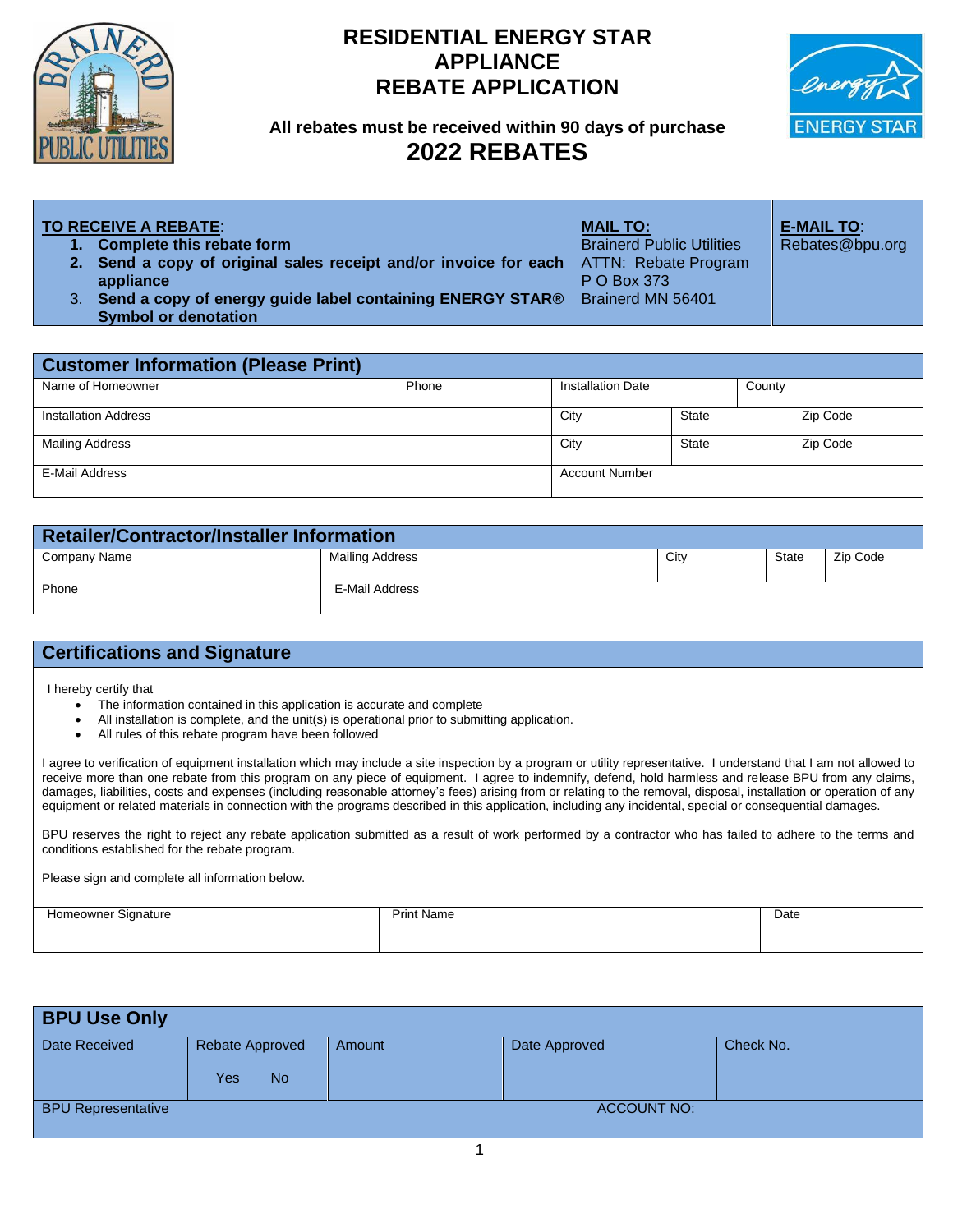# RESIDENTIAL ENERGY STAR APPLIANCE REBATE APPLICATION

**All rebates must be received within 90 days of purchase**

## 2022 REBATES

| **TO RECEIVE A REBATE**:<br>1. **Complete this rebate form**<br>2. **Send a copy of original sales receipt and/or invoice for each appliance**<br>3. **Send a copy of energy guide label containing ENERGY STAR® Symbol or denotation** | **MAIL TO:**<br>Brainerd Public Utilities<br>ATTN: Rebate Program<br>P O Box 373<br>Brainerd MN 56401 | **E-MAIL TO**:<br>Rebates@bpu.org |
|---|---|---|

## Customer Information (Please Print)

| Name of Homeowner | Phone | Installation Date | | County |
|---|---|---|---|---|
| Installation Address | | City | State | Zip Code |
| Mailing Address | | City | State | Zip Code |
| E-Mail Address | | Account Number | | |

## Retailer/Contractor/Installer Information

| Company Name | Mailing Address | City | State | Zip Code |
|---|---|---|---|---|
| Phone | E-Mail Address | | | |

## Certifications and Signature

I hereby certify that

- The information contained in this application is accurate and complete
- All installation is complete, and the unit(s) is operational prior to submitting application.
- All rules of this rebate program have been followed

I agree to verification of equipment installation which may include a site inspection by a program or utility representative. I understand that I am not allowed to receive more than one rebate from this program on any piece of equipment. I agree to indemnify, defend, hold harmless and release BPU from any claims, damages, liabilities, costs and expenses (including reasonable attorney's fees) arising from or relating to the removal, disposal, installation or operation of any equipment or related materials in connection with the programs described in this application, including any incidental, special or consequential damages.

BPU reserves the right to reject any rebate application submitted as a result of work performed by a contractor who has failed to adhere to the terms and conditions established for the rebate program.

Please sign and complete all information below.

| Homeowner Signature | Print Name | Date |
|---|---|---|
| | | |

## BPU Use Only

| Date Received | Rebate Approved<br>Yes No | Amount | Date Approved | Check No. |
|---|---|---|---|---|
| BPU Representative | | | ACCOUNT NO: | |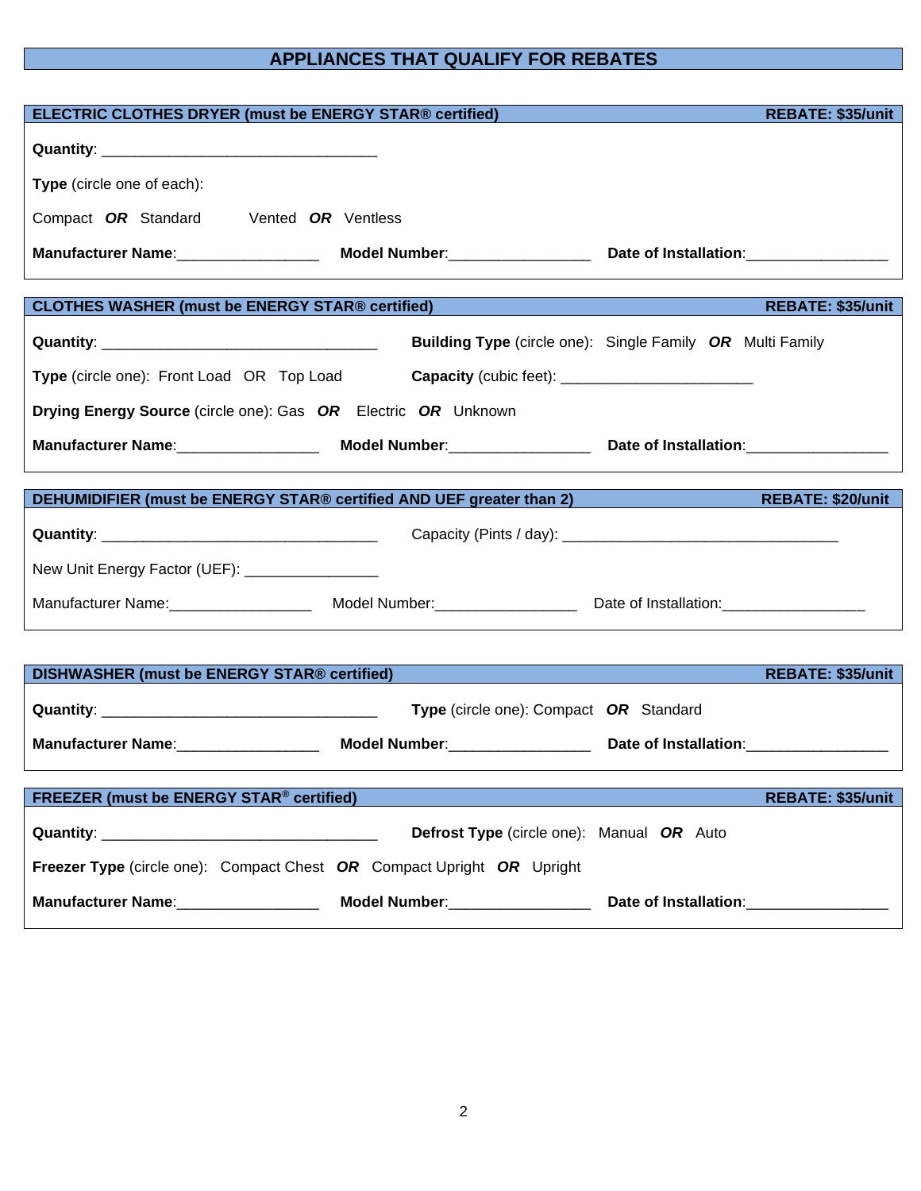# APPLIANCES THAT QUALIFY FOR REBATES

## ELECTRIC CLOTHES DRYER (must be ENERGY STAR® certified) — REBATE: $35/unit

**Quantity**: ________________________________

**Type** (circle one of each):

Compact ***OR*** Standard     Vented ***OR*** Ventless

**Manufacturer Name**:________________ **Model Number**:________________ **Date of Installation**:________________

## CLOTHES WASHER (must be ENERGY STAR® certified) — REBATE: $35/unit

**Quantity**: ________________________________ **Building Type** (circle one): Single Family ***OR*** Multi Family

**Type** (circle one): Front Load OR Top Load **Capacity** (cubic feet): ______________________

**Drying Energy Source** (circle one): Gas ***OR*** Electric ***OR*** Unknown

**Manufacturer Name**:________________ **Model Number**:________________ **Date of Installation**:________________

## DEHUMIDIFIER (must be ENERGY STAR® certified AND UEF greater than 2) — REBATE: $20/unit

**Quantity**: ________________________________ Capacity (Pints / day): ________________________________

New Unit Energy Factor (UEF): _______________

Manufacturer Name:________________ Model Number:________________ Date of Installation:________________

## DISHWASHER (must be ENERGY STAR® certified) — REBATE: $35/unit

**Quantity**: ________________________________ **Type** (circle one): Compact ***OR*** Standard

**Manufacturer Name**:________________ **Model Number**:________________ **Date of Installation**:________________

## FREEZER (must be ENERGY STAR® certified) — REBATE: $35/unit

**Quantity**: ________________________________ **Defrost Type** (circle one): Manual ***OR*** Auto

**Freezer Type** (circle one): Compact Chest ***OR*** Compact Upright ***OR*** Upright

**Manufacturer Name**:________________ **Model Number**:________________ **Date of Installation**:________________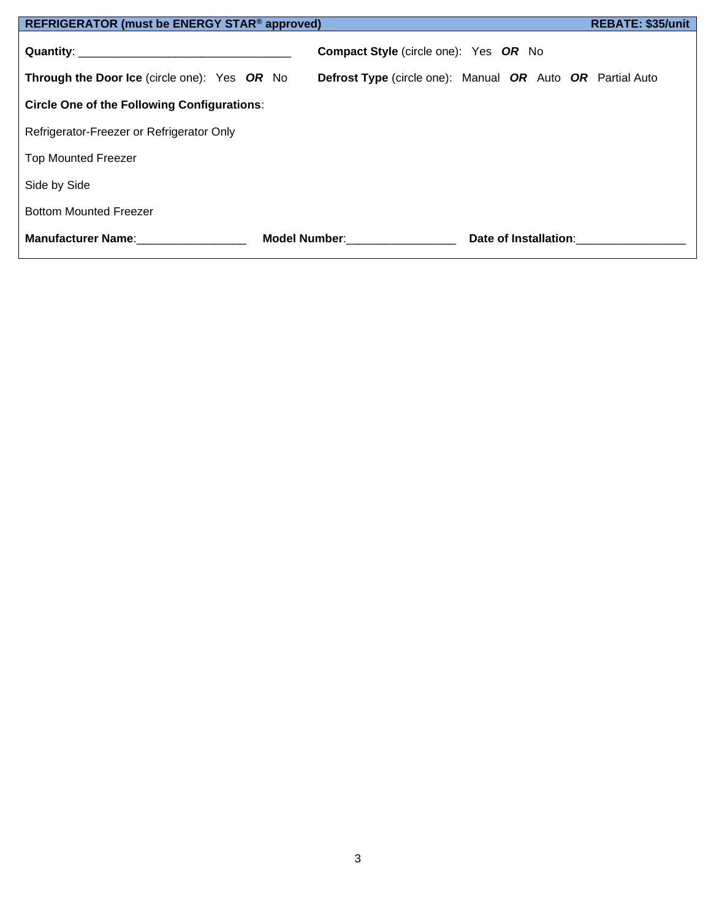## REFRIGERATOR (must be ENERGY STAR® approved) — REBATE: $35/unit

**Quantity**: ______________________________

**Compact Style** (circle one): Yes ***OR*** No

**Through the Door Ice** (circle one): Yes ***OR*** No

**Defrost Type** (circle one): Manual ***OR*** Auto ***OR*** Partial Auto

**Circle One of the Following Configurations**:

Refrigerator-Freezer or Refrigerator Only

Top Mounted Freezer

Side by Side

Bottom Mounted Freezer

**Manufacturer Name**:_________________ **Model Number**:_________________ **Date of Installation**:_________________